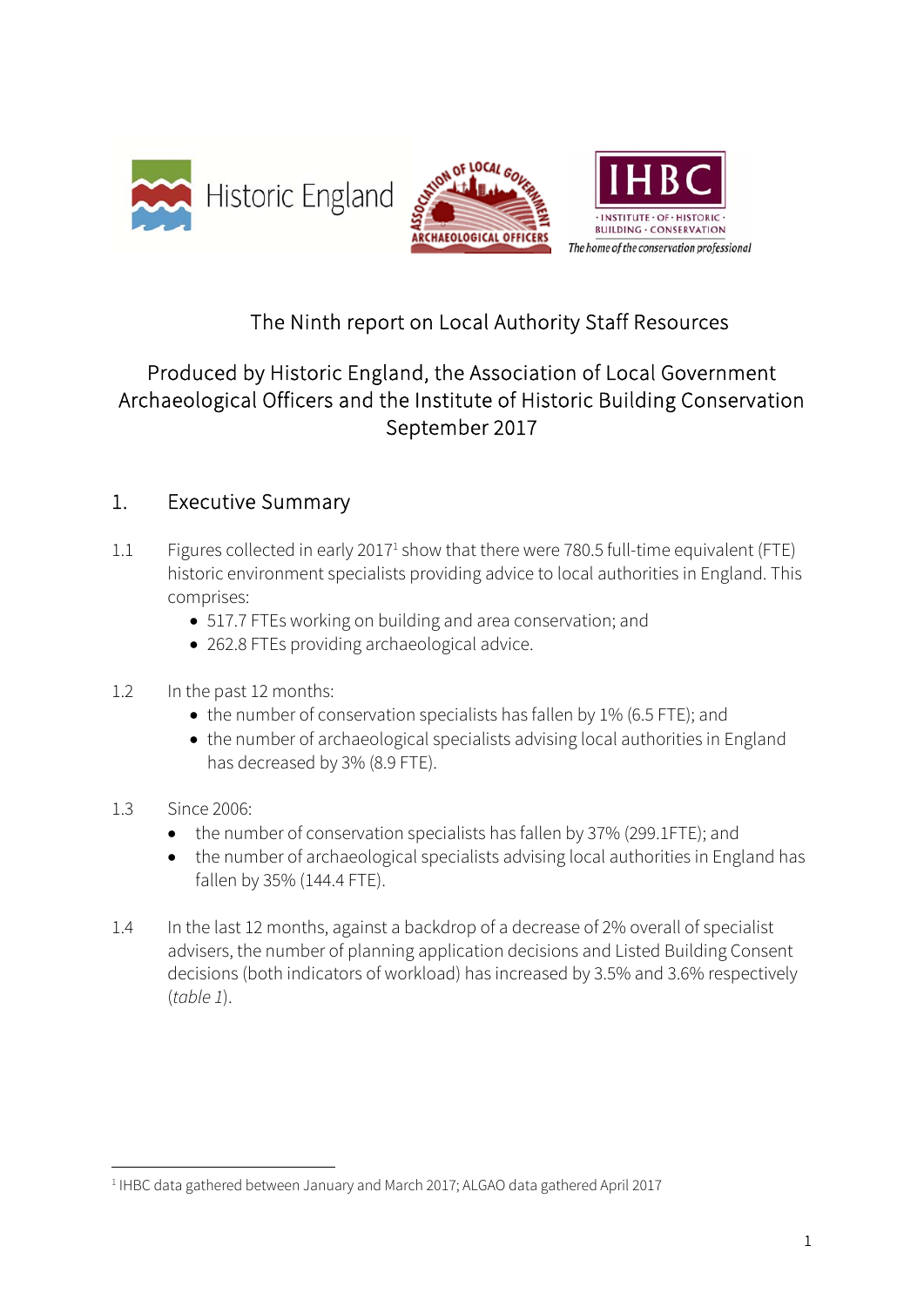The Ninth report on Local Authority Staff Resources

Produced by Historic England, the Association of Local Government Archaeological Officers and the Institute of Historic Building Conservation September 2017

## 1. Executive Summary

1.1 Figures collected in early 2017[1] show that there were 780.5 full-time equivalent (FTE) historic environment specialists providing advice to local authorities in England. This comprises:

- 517.7 FTEs working on building and area conservation; and
- 262.8 FTEs providing archaeological advice.

1.2 In the past 12 months:

- the number of conservation specialists has fallen by 1% (6.5 FTE); and
- the number of archaeological specialists advising local authorities in England has decreased by 3% (8.9 FTE).

1.3 Since 2006:

- the number of conservation specialists has fallen by 37% (299.1FTE); and
- the number of archaeological specialists advising local authorities in England has fallen by 35% (144.4 FTE).

1.4 In the last 12 months, against a backdrop of a decrease of 2% overall of specialist advisers, the number of planning application decisions and Listed Building Consent decisions (both indicators of workload) has increased by 3.5% and 3.6% respectively (*table 1*).

---

[1] IHBC data gathered between January and March 2017; ALGAO data gathered April 2017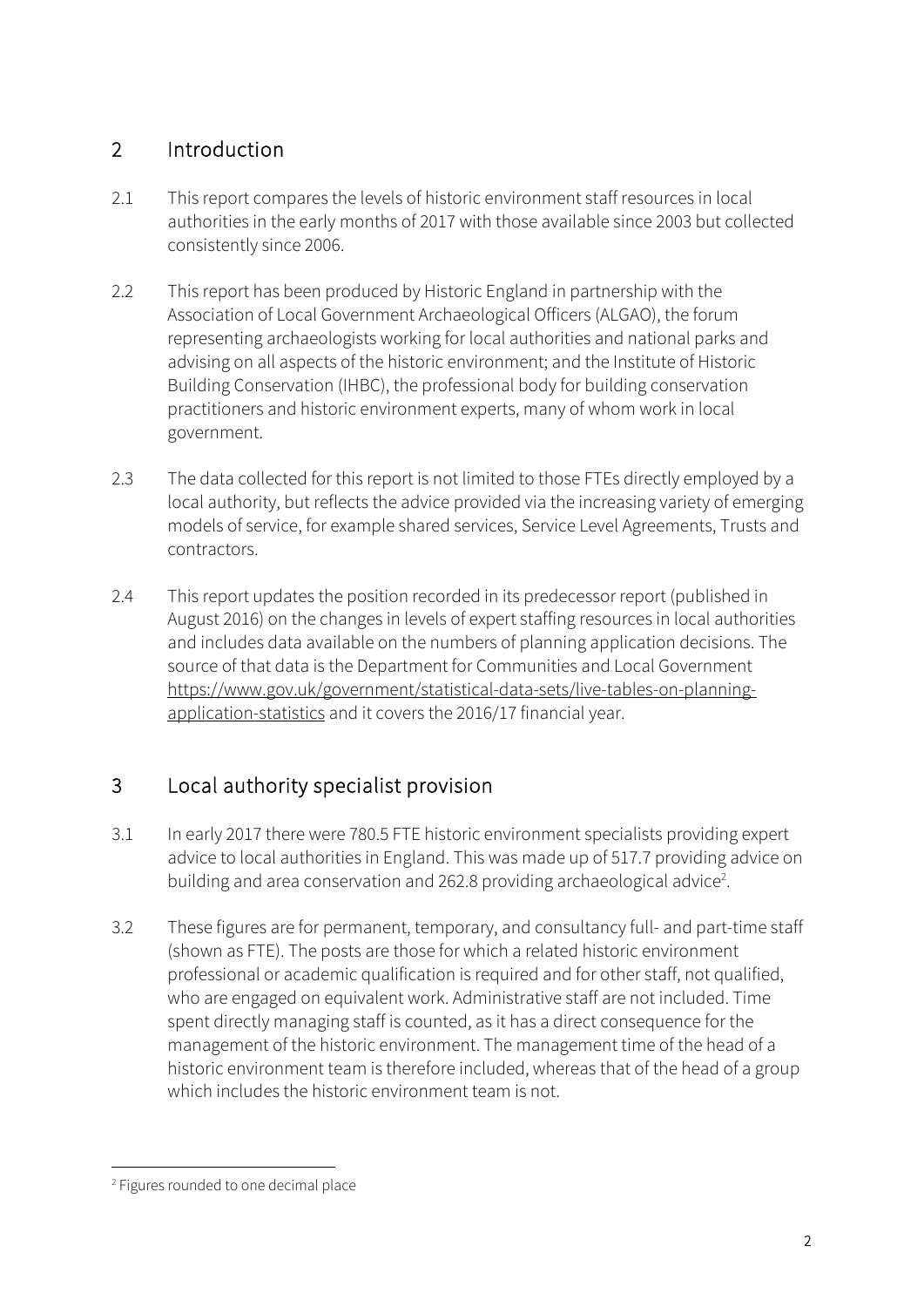## 2 Introduction

2.1 This report compares the levels of historic environment staff resources in local authorities in the early months of 2017 with those available since 2003 but collected consistently since 2006.

2.2 This report has been produced by Historic England in partnership with the Association of Local Government Archaeological Officers (ALGAO), the forum representing archaeologists working for local authorities and national parks and advising on all aspects of the historic environment; and the Institute of Historic Building Conservation (IHBC), the professional body for building conservation practitioners and historic environment experts, many of whom work in local government.

2.3 The data collected for this report is not limited to those FTEs directly employed by a local authority, but reflects the advice provided via the increasing variety of emerging models of service, for example shared services, Service Level Agreements, Trusts and contractors.

2.4 This report updates the position recorded in its predecessor report (published in August 2016) on the changes in levels of expert staffing resources in local authorities and includes data available on the numbers of planning application decisions. The source of that data is the Department for Communities and Local Government https://www.gov.uk/government/statistical-data-sets/live-tables-on-planning-application-statistics and it covers the 2016/17 financial year.

## 3 Local authority specialist provision

3.1 In early 2017 there were 780.5 FTE historic environment specialists providing expert advice to local authorities in England. This was made up of 517.7 providing advice on building and area conservation and 262.8 providing archaeological advice[2].

3.2 These figures are for permanent, temporary, and consultancy full- and part-time staff (shown as FTE). The posts are those for which a related historic environment professional or academic qualification is required and for other staff, not qualified, who are engaged on equivalent work. Administrative staff are not included. Time spent directly managing staff is counted, as it has a direct consequence for the management of the historic environment. The management time of the head of a historic environment team is therefore included, whereas that of the head of a group which includes the historic environment team is not.

[2] Figures rounded to one decimal place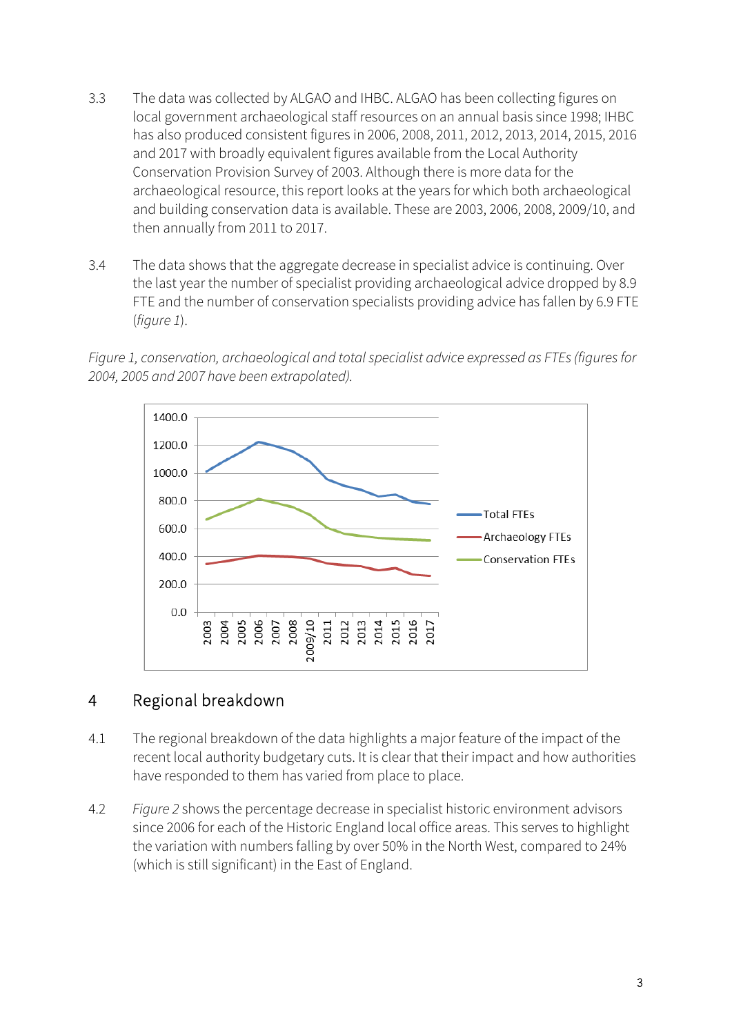3.3 The data was collected by ALGAO and IHBC. ALGAO has been collecting figures on local government archaeological staff resources on an annual basis since 1998; IHBC has also produced consistent figures in 2006, 2008, 2011, 2012, 2013, 2014, 2015, 2016 and 2017 with broadly equivalent figures available from the Local Authority Conservation Provision Survey of 2003. Although there is more data for the archaeological resource, this report looks at the years for which both archaeological and building conservation data is available. These are 2003, 2006, 2008, 2009/10, and then annually from 2011 to 2017.

3.4 The data shows that the aggregate decrease in specialist advice is continuing. Over the last year the number of specialist providing archaeological advice dropped by 8.9 FTE and the number of conservation specialists providing advice has fallen by 6.9 FTE (*figure 1*).

*Figure 1, conservation, archaeological and total specialist advice expressed as FTEs (figures for 2004, 2005 and 2007 have been extrapolated).*

## 4 Regional breakdown

4.1 The regional breakdown of the data highlights a major feature of the impact of the recent local authority budgetary cuts. It is clear that their impact and how authorities have responded to them has varied from place to place.

4.2 *Figure 2* shows the percentage decrease in specialist historic environment advisors since 2006 for each of the Historic England local office areas. This serves to highlight the variation with numbers falling by over 50% in the North West, compared to 24% (which is still significant) in the East of England.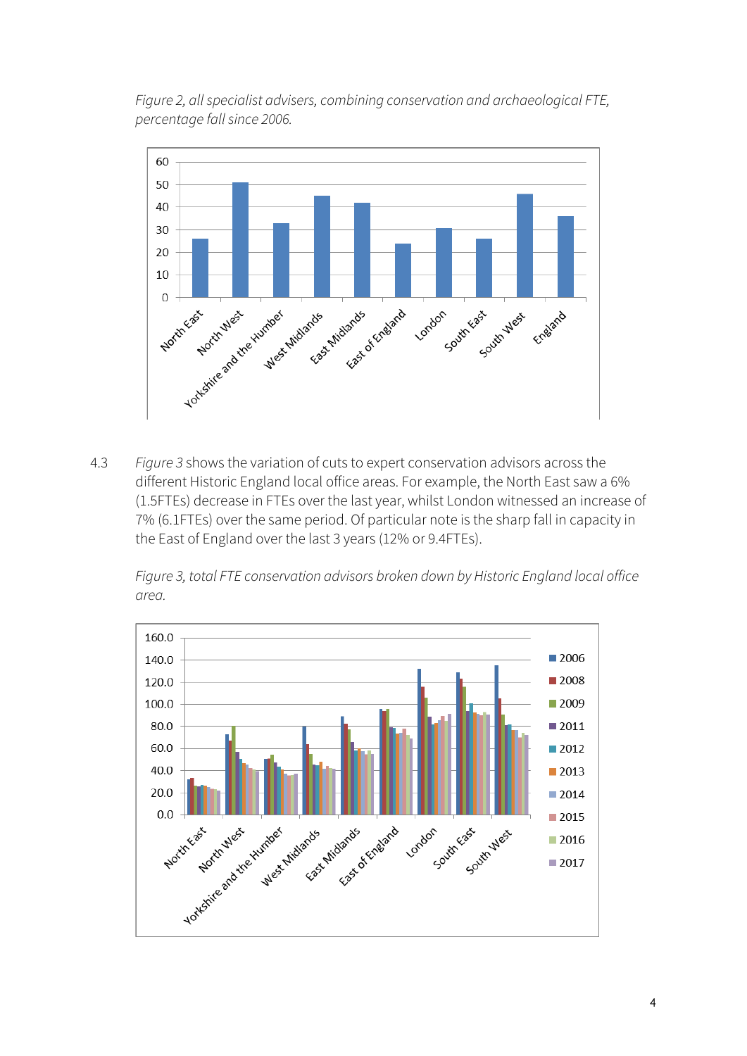*Figure 2, all specialist advisers, combining conservation and archaeological FTE, percentage fall since 2006.*

4.3 *Figure 3* shows the variation of cuts to expert conservation advisors across the different Historic England local office areas. For example, the North East saw a 6% (1.5FTEs) decrease in FTEs over the last year, whilst London witnessed an increase of 7% (6.1FTEs) over the same period. Of particular note is the sharp fall in capacity in the East of England over the last 3 years (12% or 9.4FTEs).

*Figure 3, total FTE conservation advisors broken down by Historic England local office area.*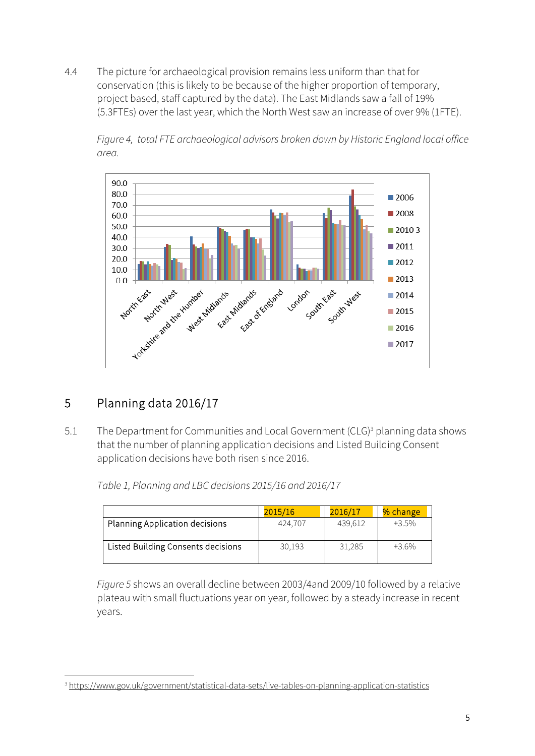4.4 The picture for archaeological provision remains less uniform than that for conservation (this is likely to be because of the higher proportion of temporary, project based, staff captured by the data). The East Midlands saw a fall of 19% (5.3FTEs) over the last year, which the North West saw an increase of over 9% (1FTE).

*Figure 4, total FTE archaeological advisors broken down by Historic England local office area.*

## 5 Planning data 2016/17

5.1 The Department for Communities and Local Government (CLG)[3] planning data shows that the number of planning application decisions and Listed Building Consent application decisions have both risen since 2016.

*Table 1, Planning and LBC decisions 2015/16 and 2016/17*

| | 2015/16 | 2016/17 | % change |
|---|---|---|---|
| Planning Application decisions | 424,707 | 439,612 | +3.5% |
| Listed Building Consents decisions | 30,193 | 31,285 | +3.6% |

*Figure 5* shows an overall decline between 2003/4and 2009/10 followed by a relative plateau with small fluctuations year on year, followed by a steady increase in recent years.

[3] https://www.gov.uk/government/statistical-data-sets/live-tables-on-planning-application-statistics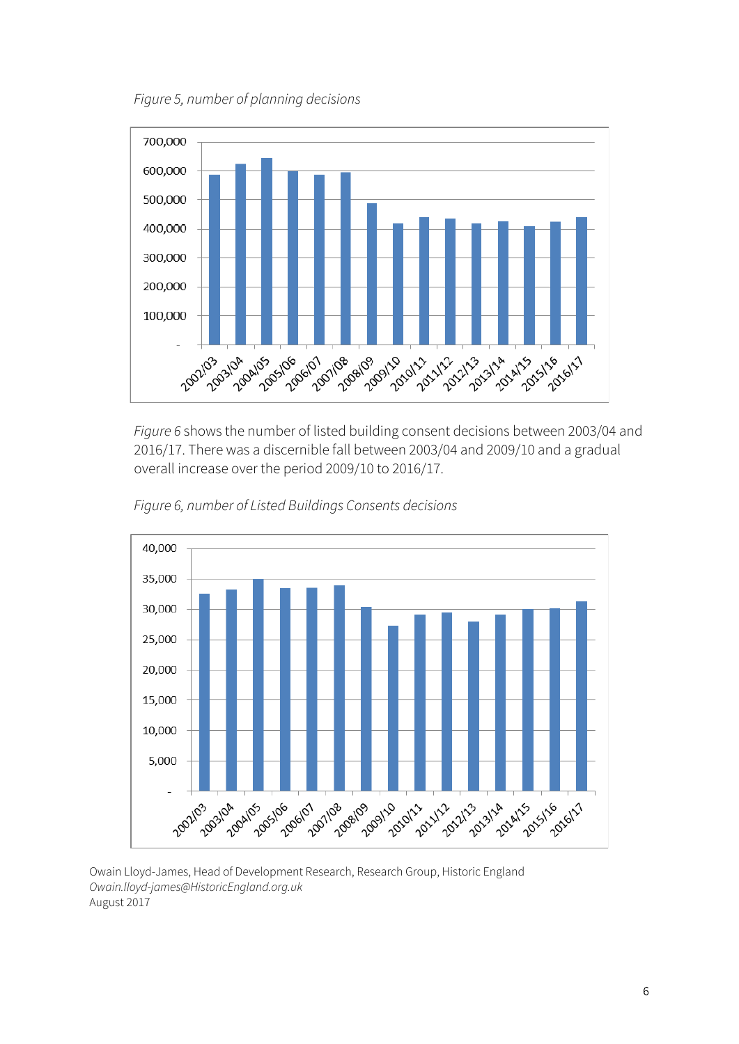*Figure 5, number of planning decisions*

700,000
600,000
500,000
400,000
300,000
200,000
100,000
-

2002/03 2003/04 2004/05 2005/06 2006/07 2007/08 2008/09 2009/10 2010/11 2011/12 2012/13 2013/14 2014/15 2015/16 2016/17

*Figure 6* shows the number of listed building consent decisions between 2003/04 and 2016/17. There was a discernible fall between 2003/04 and 2009/10 and a gradual overall increase over the period 2009/10 to 2016/17.

*Figure 6, number of Listed Buildings Consents decisions*

40,000
35,000
30,000
25,000
20,000
15,000
10,000
5,000
-

2002/03 2003/04 2004/05 2005/06 2006/07 2007/08 2008/09 2009/10 2010/11 2011/12 2012/13 2013/14 2014/15 2015/16 2016/17

Owain Lloyd-James, Head of Development Research, Research Group, Historic England
*Owain.lloyd-james@HistoricEngland.org.uk*
August 2017